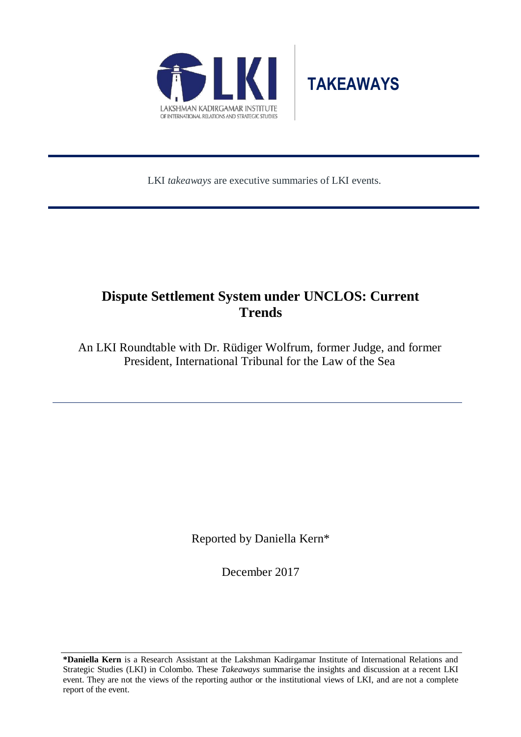LAKSHMAN KADIRGAMAR INSTITUTE OF INTERNATIONAL RELATIONS AND STRATEGIC STUDIES

**TAKEAWAYS**

LKI *takeaways* are executive summaries of LKI events.

# Dispute Settlement System under UNCLOS: Current Trends

An LKI Roundtable with Dr. Rüdiger Wolfrum, former Judge, and former President, International Tribunal for the Law of the Sea

Reported by Daniella Kern*

December 2017

---

***Daniella Kern** is a Research Assistant at the Lakshman Kadirgamar Institute of International Relations and Strategic Studies (LKI) in Colombo. These *Takeaways* summarise the insights and discussion at a recent LKI event. They are not the views of the reporting author or the institutional views of LKI, and are not a complete report of the event.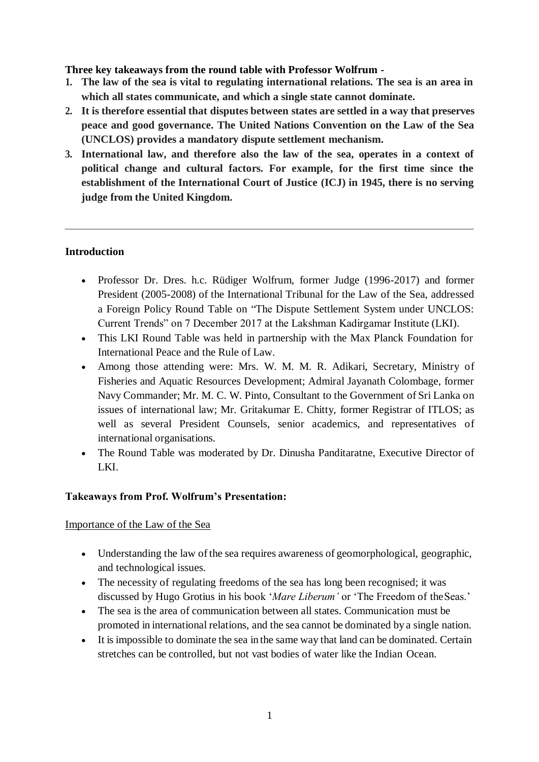**Three key takeaways from the round table with Professor Wolfrum -**

1. **The law of the sea is vital to regulating international relations. The sea is an area in which all states communicate, and which a single state cannot dominate.**
2. **It is therefore essential that disputes between states are settled in a way that preserves peace and good governance. The United Nations Convention on the Law of the Sea (UNCLOS) provides a mandatory dispute settlement mechanism.**
3. **International law, and therefore also the law of the sea, operates in a context of political change and cultural factors. For example, for the first time since the establishment of the International Court of Justice (ICJ) in 1945, there is no serving judge from the United Kingdom.**

---

**Introduction**

- Professor Dr. Dres. h.c. Rüdiger Wolfrum, former Judge (1996-2017) and former President (2005-2008) of the International Tribunal for the Law of the Sea, addressed a Foreign Policy Round Table on "The Dispute Settlement System under UNCLOS: Current Trends" on 7 December 2017 at the Lakshman Kadirgamar Institute (LKI).
- This LKI Round Table was held in partnership with the Max Planck Foundation for International Peace and the Rule of Law.
- Among those attending were: Mrs. W. M. M. R. Adikari, Secretary, Ministry of Fisheries and Aquatic Resources Development; Admiral Jayanath Colombage, former Navy Commander; Mr. M. C. W. Pinto, Consultant to the Government of Sri Lanka on issues of international law; Mr. Gritakumar E. Chitty, former Registrar of ITLOS; as well as several President Counsels, senior academics, and representatives of international organisations.
- The Round Table was moderated by Dr. Dinusha Panditaratne, Executive Director of LKI.

**Takeaways from Prof. Wolfrum's Presentation:**

<u>Importance of the Law of the Sea</u>

- Understanding the law of the sea requires awareness of geomorphological, geographic, and technological issues.
- The necessity of regulating freedoms of the sea has long been recognised; it was discussed by Hugo Grotius in his book '*Mare Liberum'* or 'The Freedom of the Seas.'
- The sea is the area of communication between all states. Communication must be promoted in international relations, and the sea cannot be dominated by a single nation.
- It is impossible to dominate the sea in the same way that land can be dominated. Certain stretches can be controlled, but not vast bodies of water like the Indian Ocean.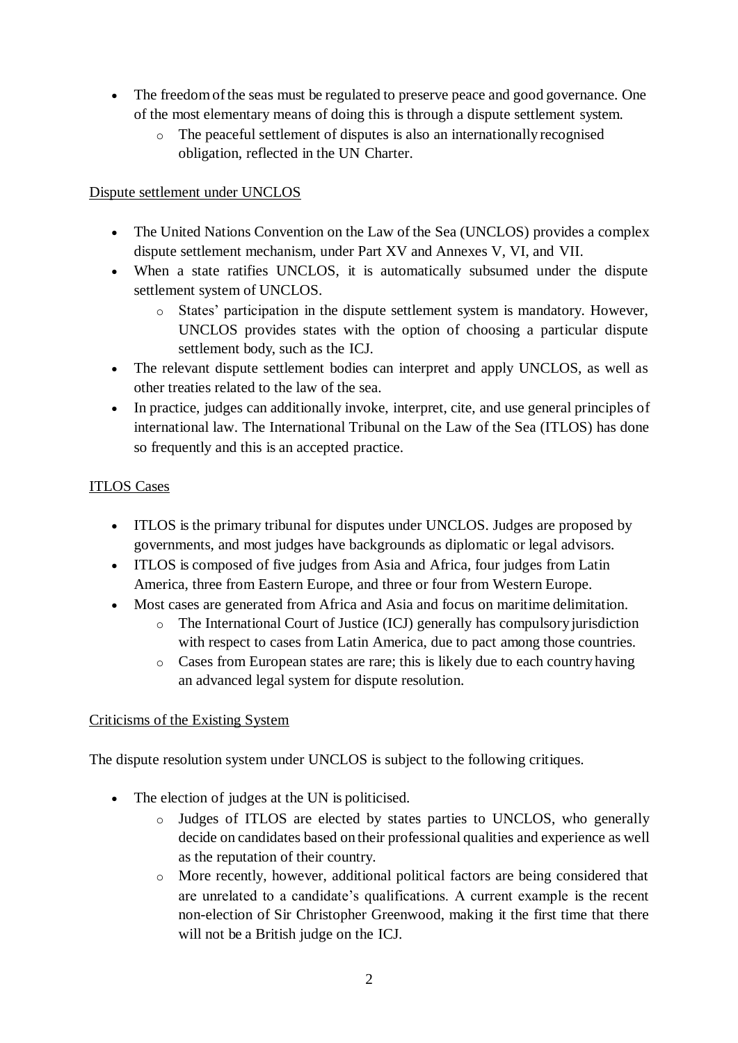- The freedom of the seas must be regulated to preserve peace and good governance. One of the most elementary means of doing this is through a dispute settlement system.
  - The peaceful settlement of disputes is also an internationally recognised obligation, reflected in the UN Charter.

## Dispute settlement under UNCLOS

- The United Nations Convention on the Law of the Sea (UNCLOS) provides a complex dispute settlement mechanism, under Part XV and Annexes V, VI, and VII.
- When a state ratifies UNCLOS, it is automatically subsumed under the dispute settlement system of UNCLOS.
  - States' participation in the dispute settlement system is mandatory. However, UNCLOS provides states with the option of choosing a particular dispute settlement body, such as the ICJ.
- The relevant dispute settlement bodies can interpret and apply UNCLOS, as well as other treaties related to the law of the sea.
- In practice, judges can additionally invoke, interpret, cite, and use general principles of international law. The International Tribunal on the Law of the Sea (ITLOS) has done so frequently and this is an accepted practice.

## ITLOS Cases

- ITLOS is the primary tribunal for disputes under UNCLOS. Judges are proposed by governments, and most judges have backgrounds as diplomatic or legal advisors.
- ITLOS is composed of five judges from Asia and Africa, four judges from Latin America, three from Eastern Europe, and three or four from Western Europe.
- Most cases are generated from Africa and Asia and focus on maritime delimitation.
  - The International Court of Justice (ICJ) generally has compulsory jurisdiction with respect to cases from Latin America, due to pact among those countries.
  - Cases from European states are rare; this is likely due to each country having an advanced legal system for dispute resolution.

## Criticisms of the Existing System

The dispute resolution system under UNCLOS is subject to the following critiques.

- The election of judges at the UN is politicised.
  - Judges of ITLOS are elected by states parties to UNCLOS, who generally decide on candidates based on their professional qualities and experience as well as the reputation of their country.
  - More recently, however, additional political factors are being considered that are unrelated to a candidate's qualifications. A current example is the recent non-election of Sir Christopher Greenwood, making it the first time that there will not be a British judge on the ICJ.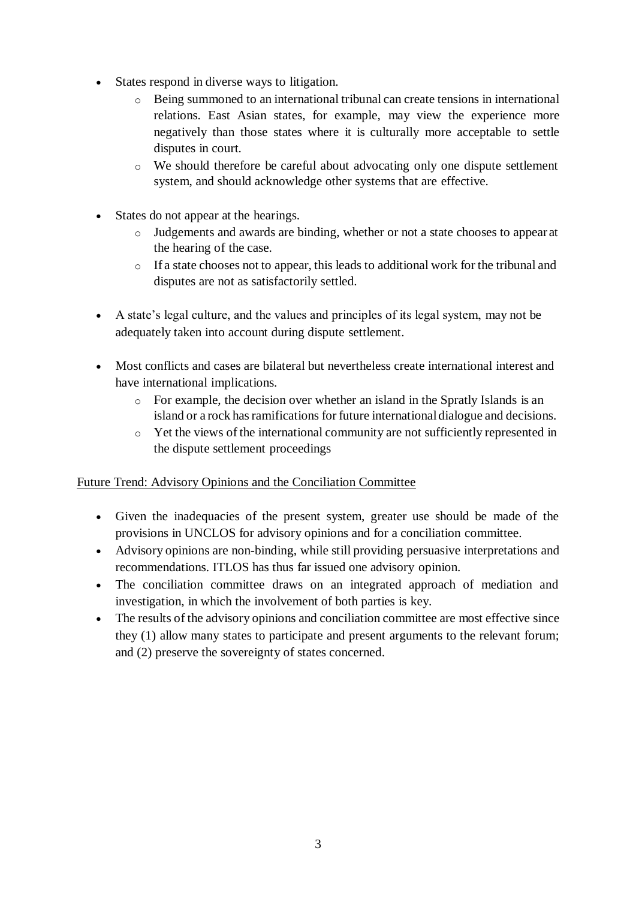- States respond in diverse ways to litigation.
  - Being summoned to an international tribunal can create tensions in international relations. East Asian states, for example, may view the experience more negatively than those states where it is culturally more acceptable to settle disputes in court.
  - We should therefore be careful about advocating only one dispute settlement system, and should acknowledge other systems that are effective.

- States do not appear at the hearings.
  - Judgements and awards are binding, whether or not a state chooses to appear at the hearing of the case.
  - If a state chooses not to appear, this leads to additional work for the tribunal and disputes are not as satisfactorily settled.

- A state's legal culture, and the values and principles of its legal system, may not be adequately taken into account during dispute settlement.

- Most conflicts and cases are bilateral but nevertheless create international interest and have international implications.
  - For example, the decision over whether an island in the Spratly Islands is an island or a rock has ramifications for future international dialogue and decisions.
  - Yet the views of the international community are not sufficiently represented in the dispute settlement proceedings

<u>Future Trend: Advisory Opinions and the Conciliation Committee</u>

- Given the inadequacies of the present system, greater use should be made of the provisions in UNCLOS for advisory opinions and for a conciliation committee.
- Advisory opinions are non-binding, while still providing persuasive interpretations and recommendations. ITLOS has thus far issued one advisory opinion.
- The conciliation committee draws on an integrated approach of mediation and investigation, in which the involvement of both parties is key.
- The results of the advisory opinions and conciliation committee are most effective since they (1) allow many states to participate and present arguments to the relevant forum; and (2) preserve the sovereignty of states concerned.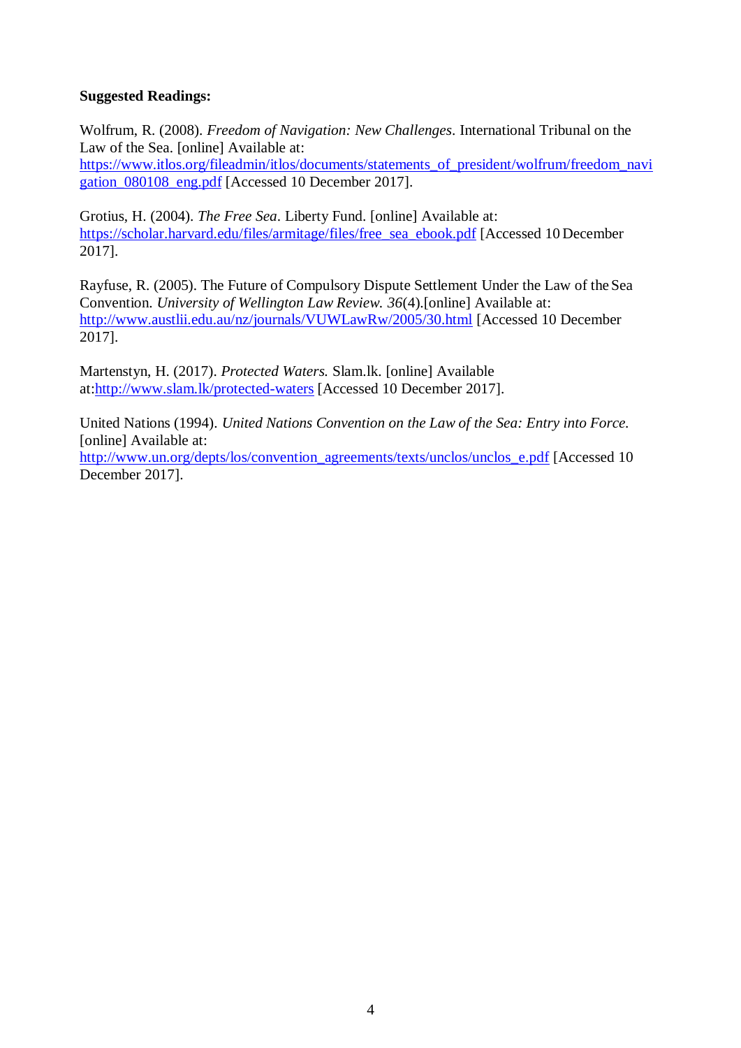**Suggested Readings:**

Wolfrum, R. (2008). *Freedom of Navigation: New Challenges*. International Tribunal on the Law of the Sea. [online] Available at: https://www.itlos.org/fileadmin/itlos/documents/statements_of_president/wolfrum/freedom_navigation_080108_eng.pdf [Accessed 10 December 2017].

Grotius, H. (2004). *The Free Sea*. Liberty Fund. [online] Available at: https://scholar.harvard.edu/files/armitage/files/free_sea_ebook.pdf [Accessed 10 December 2017].

Rayfuse, R. (2005). The Future of Compulsory Dispute Settlement Under the Law of the Sea Convention. *University of Wellington Law Review. 36*(4).[online] Available at: http://www.austlii.edu.au/nz/journals/VUWLawRw/2005/30.html [Accessed 10 December 2017].

Martenstyn, H. (2017). *Protected Waters.* Slam.lk. [online] Available at:http://www.slam.lk/protected-waters [Accessed 10 December 2017].

United Nations (1994). *United Nations Convention on the Law of the Sea: Entry into Force.* [online] Available at: http://www.un.org/depts/los/convention_agreements/texts/unclos/unclos_e.pdf [Accessed 10 December 2017].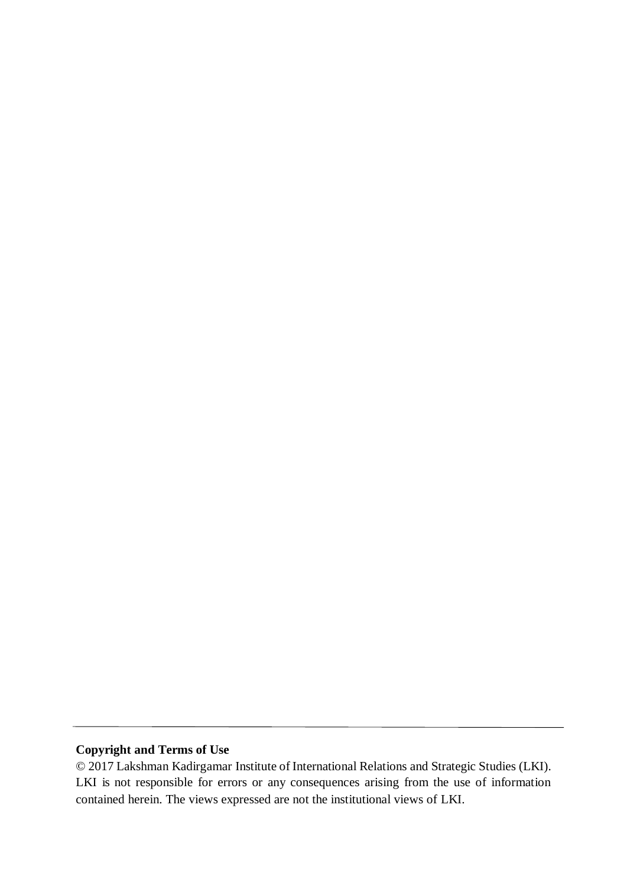---

**Copyright and Terms of Use**

© 2017 Lakshman Kadirgamar Institute of International Relations and Strategic Studies (LKI). LKI is not responsible for errors or any consequences arising from the use of information contained herein. The views expressed are not the institutional views of LKI.